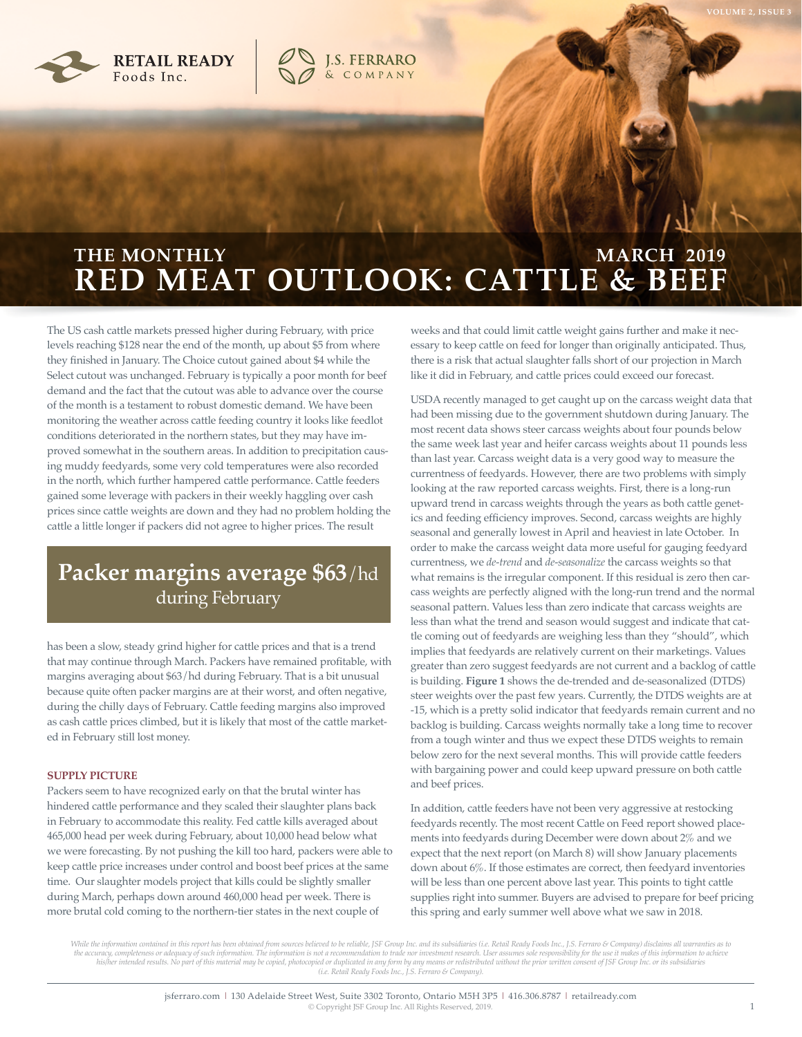# THE MONTHLY RED MEAT OUTLOOK: CATTLE & BEEF

**MARCH 2019**

RETAIL READY Foods Inc. | J.S. FERRARO & COMPANY

The US cash cattle markets pressed higher during February, with price levels reaching $128 near the end of the month, up about $5 from where they finished in January. The Choice cutout gained about $4 while the Select cutout was unchanged. February is typically a poor month for beef demand and the fact that the cutout was able to advance over the course of the month is a testament to robust domestic demand. We have been monitoring the weather across cattle feeding country it looks like feedlot conditions deteriorated in the northern states, but they may have improved somewhat in the southern areas. In addition to precipitation causing muddy feedyards, some very cold temperatures were also recorded in the north, which further hampered cattle performance. Cattle feeders gained some leverage with packers in their weekly haggling over cash prices since cattle weights are down and they had no problem holding the cattle a little longer if packers did not agree to higher prices. The result has been a slow, steady grind higher for cattle prices and that is a trend that may continue through March. Packers have remained profitable, with margins averaging about $63/hd during February. That is a bit unusual because quite often packer margins are at their worst, and often negative, during the chilly days of February. Cattle feeding margins also improved as cash cattle prices climbed, but it is likely that most of the cattle marketed in February still lost money.

> **Packer margins average $63/hd** during February

### SUPPLY PICTURE

Packers seem to have recognized early on that the brutal winter has hindered cattle performance and they scaled their slaughter plans back in February to accommodate this reality. Fed cattle kills averaged about 465,000 head per week during February, about 10,000 head below what we were forecasting. By not pushing the kill too hard, packers were able to keep cattle price increases under control and boost beef prices at the same time. Our slaughter models project that kills could be slightly smaller during March, perhaps down around 460,000 head per week. There is more brutal cold coming to the northern-tier states in the next couple of weeks and that could limit cattle weight gains further and make it necessary to keep cattle on feed for longer than originally anticipated. Thus, there is a risk that actual slaughter falls short of our projection in March like it did in February, and cattle prices could exceed our forecast.

USDA recently managed to get caught up on the carcass weight data that had been missing due to the government shutdown during January. The most recent data shows steer carcass weights about four pounds below the same week last year and heifer carcass weights about 11 pounds less than last year. Carcass weight data is a very good way to measure the currentness of feedyards. However, there are two problems with simply looking at the raw reported carcass weights. First, there is a long-run upward trend in carcass weights through the years as both cattle genetics and feeding efficiency improves. Second, carcass weights are highly seasonal and generally lowest in April and heaviest in late October. In order to make the carcass weight data more useful for gauging feedyard currentness, we *de-trend* and *de-seasonalize* the carcass weights so that what remains is the irregular component. If this residual is zero then carcass weights are perfectly aligned with the long-run trend and the normal seasonal pattern. Values less than zero indicate that carcass weights are less than what the trend and season would suggest and indicate that cattle coming out of feedyards are weighing less than they "should", which implies that feedyards are relatively current on their marketings. Values greater than zero suggest feedyards are not current and a backlog of cattle is building. **Figure 1** shows the de-trended and de-seasonalized (DTDS) steer weights over the past few years. Currently, the DTDS weights are at -15, which is a pretty solid indicator that feedyards remain current and no backlog is building. Carcass weights normally take a long time to recover from a tough winter and thus we expect these DTDS weights to remain below zero for the next several months. This will provide cattle feeders with bargaining power and could keep upward pressure on both cattle and beef prices.

In addition, cattle feeders have not been very aggressive at restocking feedyards recently. The most recent Cattle on Feed report showed placements into feedyards during December were down about 2% and we expect that the next report (on March 8) will show January placements down about 6%. If those estimates are correct, then feedyard inventories will be less than one percent above last year. This points to tight cattle supplies right into summer. Buyers are advised to prepare for beef pricing this spring and early summer well above what we saw in 2018.

*While the information contained in this report has been obtained from sources believed to be reliable, JSF Group Inc. and its subsidiaries (i.e. Retail Ready Foods Inc., J.S. Ferraro & Company) disclaims all warranties as to the accuracy, completeness or adequacy of such information. The information is not a recommendation to trade nor investment research. User assumes sole responsibility for the use it makes of this information to achieve his/her intended results. No part of this material may be copied, photocopied or duplicated in any form by any means or redistributed without the prior written consent of JSF Group Inc. or its subsidiaries (i.e. Retail Ready Foods Inc., J.S. Ferraro & Company).*

jsferraro.com | 130 Adelaide Street West, Suite 3302 Toronto, Ontario M5H 3P5 | 416.306.8787 | retailready.com

© Copyright JSF Group Inc. All Rights Reserved, 2019.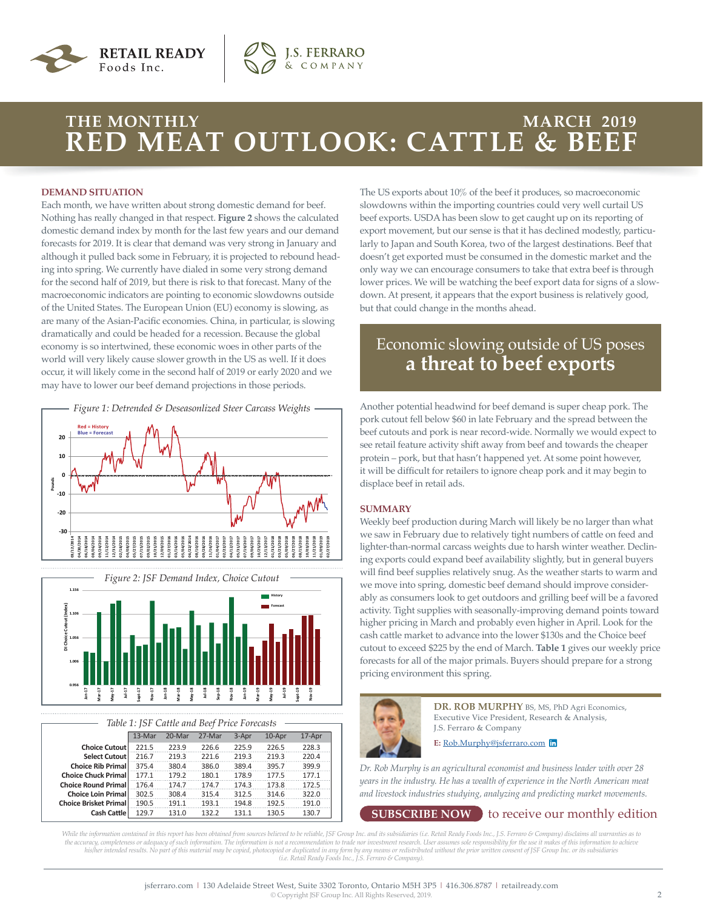RETAIL READY Foods Inc.

J.S. FERRARO & COMPANY

# THE MONTHLY RED MEAT OUTLOOK: CATTLE & BEEF

MARCH 2019

## DEMAND SITUATION

Each month, we have written about strong domestic demand for beef. Nothing has really changed in that respect. **Figure 2** shows the calculated domestic demand index by month for the last few years and our demand forecasts for 2019. It is clear that demand was very strong in January and although it pulled back some in February, it is projected to rebound heading into spring. We currently have dialed in some very strong demand for the second half of 2019, but there is risk to that forecast. Many of the macroeconomic indicators are pointing to economic slowdowns outside of the United States. The European Union (EU) economy is slowing, as are many of the Asian-Pacific economies. China, in particular, is slowing dramatically and could be headed for a recession. Because the global economy is so intertwined, these economic woes in other parts of the world will very likely cause slower growth in the US as well. If it does occur, it will likely come in the second half of 2019 or early 2020 and we may have to lower our beef demand projections in those periods.

*Figure 1: Detrended & Deseasonlized Steer Carcass Weights*

Red = History
Blue = Forecast

Pounds

20
10
0
-10
-20
-30

03/12/2014 04/30/2014 06/18/2014 08/06/2014 09/24/2014 11/12/2014 12/31/2014 02/18/2015 04/08/2015 05/27/2015 07/15/2015 09/02/2015 10/21/2015 12/09/2015 01/27/2016 03/16/2016 05/04/2016 06/22/2016 08/10/2016 09/28/2016 11/16/2016 01/04/2017 02/22/2017 04/12/2017 05/31/2017 07/19/2017 09/06/2017 10/25/2017 12/13/2017 01/31/2018 03/21/2018 05/09/2018 06/27/2018 08/15/2018 10/03/2018 11/21/2018 01/09/2019 02/27/2019

*Figure 2: JSF Demand Index, Choice Cutout*

History
Forecast

DI Choice Cutout (Index)

1.156
1.106
1.056
1.006
0.956

Jan-17 Mar-17 May-17 Jul-17 Sept-17 Nov-17 Jan-18 Mar-18 May-18 Jul-18 Sep-18 Nov-18 Jan-19 Mar-19 May-19 Jul-19 Sept-19 Nov-19

*Table 1: JSF Cattle and Beef Price Forecasts*

| | 13-Mar | 20-Mar | 27-Mar | 3-Apr | 10-Apr | 17-Apr |
|---|---|---|---|---|---|---|
| Choice Cutout | 221.5 | 223.9 | 226.6 | 225.9 | 226.5 | 228.3 |
| Select Cutout | 216.7 | 219.3 | 221.6 | 219.3 | 219.3 | 220.4 |
| Choice Rib Primal | 375.4 | 380.4 | 386.0 | 389.4 | 395.7 | 399.9 |
| Choice Chuck Primal | 177.1 | 179.2 | 180.1 | 178.9 | 177.5 | 177.1 |
| Choice Round Primal | 176.4 | 174.7 | 174.7 | 174.3 | 173.8 | 172.5 |
| Choice Loin Primal | 302.5 | 308.4 | 315.4 | 312.5 | 314.6 | 322.0 |
| Choice Brisket Primal | 190.5 | 191.1 | 193.1 | 194.8 | 192.5 | 191.0 |
| Cash Cattle | 129.7 | 131.0 | 132.2 | 131.1 | 130.5 | 130.7 |

The US exports about 10% of the beef it produces, so macroeconomic slowdowns within the importing countries could very well curtail US beef exports. USDA has been slow to get caught up on its reporting of export movement, but our sense is that it has declined modestly, particularly to Japan and South Korea, two of the largest destinations. Beef that doesn't get exported must be consumed in the domestic market and the only way we can encourage consumers to take that extra beef is through lower prices. We will be watching the beef export data for signs of a slowdown. At present, it appears that the export business is relatively good, but that could change in the months ahead.

> Economic slowing outside of US poses **a threat to beef exports**

Another potential headwind for beef demand is super cheap pork. The pork cutout fell below $60 in late February and the spread between the beef cutouts and pork is near record-wide. Normally we would expect to see retail feature activity shift away from beef and towards the cheaper protein – pork, but that hasn't happened yet. At some point however, it will be difficult for retailers to ignore cheap pork and it may begin to displace beef in retail ads.

## SUMMARY

Weekly beef production during March will likely be no larger than what we saw in February due to relatively tight numbers of cattle on feed and lighter-than-normal carcass weights due to harsh winter weather. Declining exports could expand beef availability slightly, but in general buyers will find beef supplies relatively snug. As the weather starts to warm and we move into spring, domestic beef demand should improve considerably as consumers look to get outdoors and grilling beef will be a favored activity. Tight supplies with seasonally-improving demand points toward higher pricing in March and probably even higher in April. Look for the cash cattle market to advance into the lower $130s and the Choice beef cutout to exceed $225 by the end of March. **Table 1** gives our weekly price forecasts for all of the major primals. Buyers should prepare for a strong pricing environment this spring.

**DR. ROB MURPHY** BS, MS, PhD Agri Economics, Executive Vice President, Research & Analysis, J.S. Ferraro & Company

**E:** Rob.Murphy@jsferraro.com

*Dr. Rob Murphy is an agricultural economist and business leader with over 28 years in the industry. He has a wealth of experience in the North American meat and livestock industries studying, analyzing and predicting market movements.*

**SUBSCRIBE NOW** to receive our monthly edition

*While the information contained in this report has been obtained from sources believed to be reliable, JSF Group Inc. and its subsidiaries (i.e. Retail Ready Foods Inc., J.S. Ferraro & Company) disclaims all warranties as to the accuracy, completeness or adequacy of such information. The information is not a recommendation to trade nor investment research. User assumes sole responsibility for the use it makes of this information to achieve his/her intended results. No part of this material may be copied, photocopied or duplicated in any form by any means or redistributed without the prior written consent of JSF Group Inc. or its subsidiaries (i.e. Retail Ready Foods Inc., J.S. Ferraro & Company).*

jsferraro.com | 130 Adelaide Street West, Suite 3302 Toronto, Ontario M5H 3P5 | 416.306.8787 | retailready.com
© Copyright JSF Group Inc. All Rights Reserved, 2019.